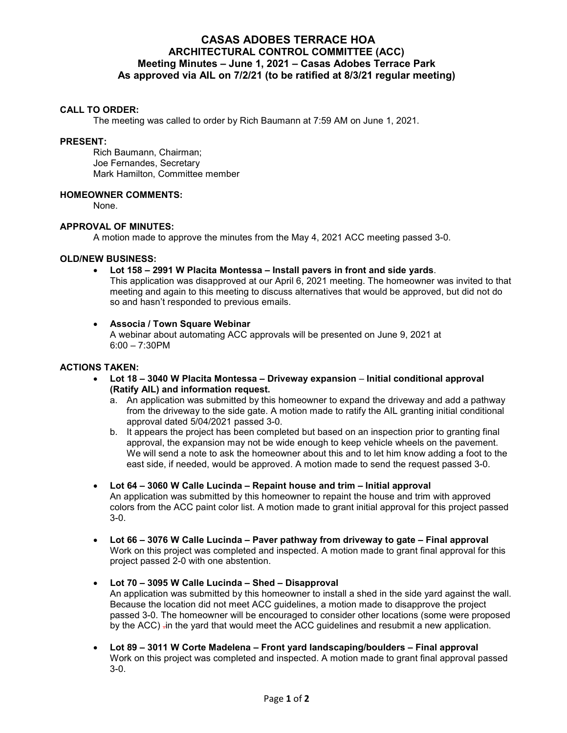# CASAS ADOBES TERRACE HOA
## ARCHITECTURAL CONTROL COMMITTEE (ACC)
### Meeting Minutes – June 1, 2021 – Casas Adobes Terrace Park
### As approved via AIL on 7/2/21 (to be ratified at 8/3/21 regular meeting)

**CALL TO ORDER:**

The meeting was called to order by Rich Baumann at 7:59 AM on June 1, 2021.

**PRESENT:**

Rich Baumann, Chairman;
Joe Fernandes, Secretary
Mark Hamilton, Committee member

**HOMEOWNER COMMENTS:**

None.

**APPROVAL OF MINUTES:**

A motion made to approve the minutes from the May 4, 2021 ACC meeting passed 3-0.

**OLD/NEW BUSINESS:**

- **Lot 158 – 2991 W Placita Montessa – Install pavers in front and side yards**.
  This application was disapproved at our April 6, 2021 meeting. The homeowner was invited to that meeting and again to this meeting to discuss alternatives that would be approved, but did not do so and hasn't responded to previous emails.

- **Associa / Town Square Webinar**
  A webinar about automating ACC approvals will be presented on June 9, 2021 at 6:00 – 7:30PM

**ACTIONS TAKEN:**

- **Lot 18 – 3040 W Placita Montessa – Driveway expansion – Initial conditional approval (Ratify AIL) and information request.**
  a. An application was submitted by this homeowner to expand the driveway and add a pathway from the driveway to the side gate. A motion made to ratify the AIL granting initial conditional approval dated 5/04/2021 passed 3-0.
  b. It appears the project has been completed but based on an inspection prior to granting final approval, the expansion may not be wide enough to keep vehicle wheels on the pavement. We will send a note to ask the homeowner about this and to let him know adding a foot to the east side, if needed, would be approved. A motion made to send the request passed 3-0.

- **Lot 64 – 3060 W Calle Lucinda – Repaint house and trim – Initial approval**
  An application was submitted by this homeowner to repaint the house and trim with approved colors from the ACC paint color list. A motion made to grant initial approval for this project passed 3-0.

- **Lot 66 – 3076 W Calle Lucinda – Paver pathway from driveway to gate – Final approval**
  Work on this project was completed and inspected. A motion made to grant final approval for this project passed 2-0 with one abstention.

- **Lot 70 – 3095 W Calle Lucinda – Shed – Disapproval**
  An application was submitted by this homeowner to install a shed in the side yard against the wall. Because the location did not meet ACC guidelines, a motion made to disapprove the project passed 3-0. The homeowner will be encouraged to consider other locations (some were proposed by the ACC) in the yard that would meet the ACC guidelines and resubmit a new application.

- **Lot 89 – 3011 W Corte Madelena – Front yard landscaping/boulders – Final approval**
  Work on this project was completed and inspected. A motion made to grant final approval passed 3-0.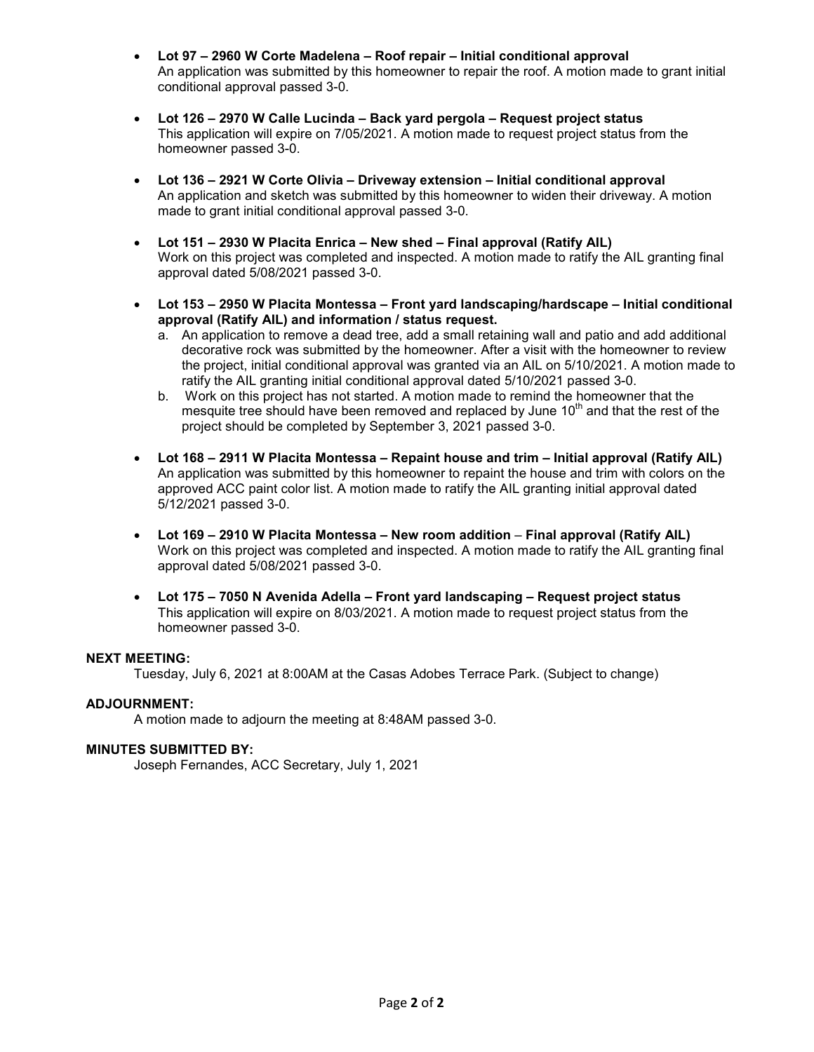- **Lot 97 – 2960 W Corte Madelena – Roof repair – Initial conditional approval**
  An application was submitted by this homeowner to repair the roof. A motion made to grant initial conditional approval passed 3-0.

- **Lot 126 – 2970 W Calle Lucinda – Back yard pergola – Request project status**
  This application will expire on 7/05/2021. A motion made to request project status from the homeowner passed 3-0.

- **Lot 136 – 2921 W Corte Olivia – Driveway extension – Initial conditional approval**
  An application and sketch was submitted by this homeowner to widen their driveway. A motion made to grant initial conditional approval passed 3-0.

- **Lot 151 – 2930 W Placita Enrica – New shed – Final approval (Ratify AIL)**
  Work on this project was completed and inspected. A motion made to ratify the AIL granting final approval dated 5/08/2021 passed 3-0.

- **Lot 153 – 2950 W Placita Montessa – Front yard landscaping/hardscape – Initial conditional approval (Ratify AIL) and information / status request.**
  a. An application to remove a dead tree, add a small retaining wall and patio and add additional decorative rock was submitted by the homeowner. After a visit with the homeowner to review the project, initial conditional approval was granted via an AIL on 5/10/2021. A motion made to ratify the AIL granting initial conditional approval dated 5/10/2021 passed 3-0.
  b. Work on this project has not started. A motion made to remind the homeowner that the mesquite tree should have been removed and replaced by June 10th and that the rest of the project should be completed by September 3, 2021 passed 3-0.

- **Lot 168 – 2911 W Placita Montessa – Repaint house and trim – Initial approval (Ratify AIL)**
  An application was submitted by this homeowner to repaint the house and trim with colors on the approved ACC paint color list. A motion made to ratify the AIL granting initial approval dated 5/12/2021 passed 3-0.

- **Lot 169 – 2910 W Placita Montessa – New room addition – Final approval (Ratify AIL)**
  Work on this project was completed and inspected. A motion made to ratify the AIL granting final approval dated 5/08/2021 passed 3-0.

- **Lot 175 – 7050 N Avenida Adella – Front yard landscaping – Request project status**
  This application will expire on 8/03/2021. A motion made to request project status from the homeowner passed 3-0.

**NEXT MEETING:**

Tuesday, July 6, 2021 at 8:00AM at the Casas Adobes Terrace Park. (Subject to change)

**ADJOURNMENT:**

A motion made to adjourn the meeting at 8:48AM passed 3-0.

**MINUTES SUBMITTED BY:**

Joseph Fernandes, ACC Secretary, July 1, 2021